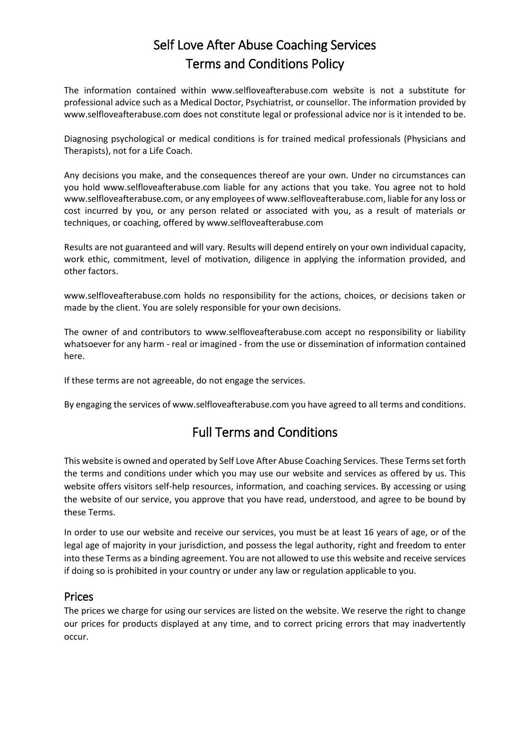# Self Love After Abuse Coaching Services
# Terms and Conditions Policy

The information contained within www.selfloveafterabuse.com website is not a substitute for professional advice such as a Medical Doctor, Psychiatrist, or counsellor. The information provided by www.selfloveafterabuse.com does not constitute legal or professional advice nor is it intended to be.

Diagnosing psychological or medical conditions is for trained medical professionals (Physicians and Therapists), not for a Life Coach.

Any decisions you make, and the consequences thereof are your own. Under no circumstances can you hold www.selfloveafterabuse.com liable for any actions that you take. You agree not to hold www.selfloveafterabuse.com, or any employees of www.selfloveafterabuse.com, liable for any loss or cost incurred by you, or any person related or associated with you, as a result of materials or techniques, or coaching, offered by www.selfloveafterabuse.com

Results are not guaranteed and will vary. Results will depend entirely on your own individual capacity, work ethic, commitment, level of motivation, diligence in applying the information provided, and other factors.

www.selfloveafterabuse.com holds no responsibility for the actions, choices, or decisions taken or made by the client. You are solely responsible for your own decisions.

The owner of and contributors to www.selfloveafterabuse.com accept no responsibility or liability whatsoever for any harm - real or imagined - from the use or dissemination of information contained here.

If these terms are not agreeable, do not engage the services.

By engaging the services of www.selfloveafterabuse.com you have agreed to all terms and conditions.

## Full Terms and Conditions

This website is owned and operated by Self Love After Abuse Coaching Services. These Terms set forth the terms and conditions under which you may use our website and services as offered by us. This website offers visitors self-help resources, information, and coaching services. By accessing or using the website of our service, you approve that you have read, understood, and agree to be bound by these Terms.

In order to use our website and receive our services, you must be at least 16 years of age, or of the legal age of majority in your jurisdiction, and possess the legal authority, right and freedom to enter into these Terms as a binding agreement. You are not allowed to use this website and receive services if doing so is prohibited in your country or under any law or regulation applicable to you.

### Prices

The prices we charge for using our services are listed on the website. We reserve the right to change our prices for products displayed at any time, and to correct pricing errors that may inadvertently occur.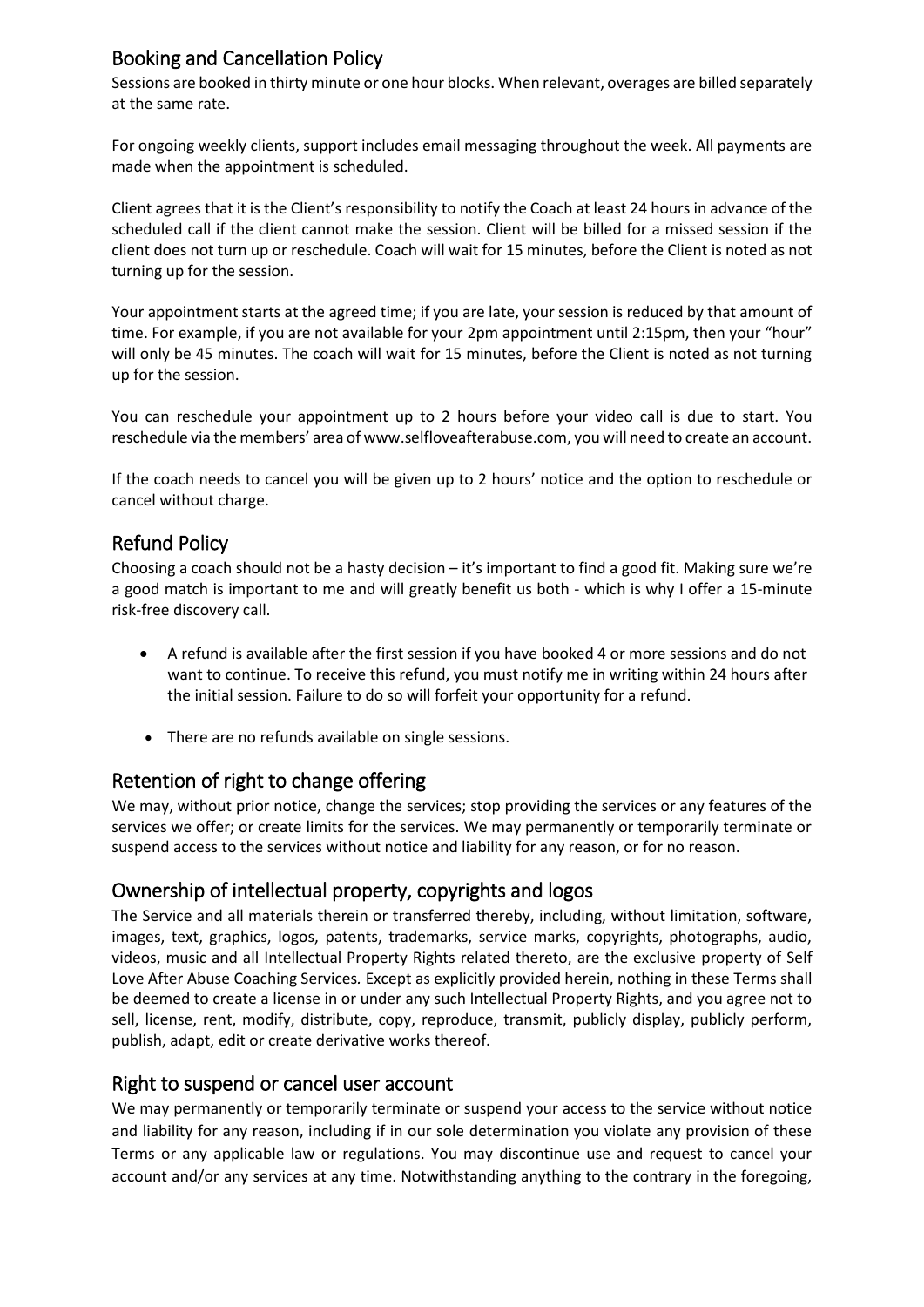## Booking and Cancellation Policy

Sessions are booked in thirty minute or one hour blocks. When relevant, overages are billed separately at the same rate.

For ongoing weekly clients, support includes email messaging throughout the week. All payments are made when the appointment is scheduled.

Client agrees that it is the Client's responsibility to notify the Coach at least 24 hours in advance of the scheduled call if the client cannot make the session. Client will be billed for a missed session if the client does not turn up or reschedule. Coach will wait for 15 minutes, before the Client is noted as not turning up for the session.

Your appointment starts at the agreed time; if you are late, your session is reduced by that amount of time. For example, if you are not available for your 2pm appointment until 2:15pm, then your "hour" will only be 45 minutes. The coach will wait for 15 minutes, before the Client is noted as not turning up for the session.

You can reschedule your appointment up to 2 hours before your video call is due to start. You reschedule via the members' area of www.selfloveafterabuse.com, you will need to create an account.

If the coach needs to cancel you will be given up to 2 hours' notice and the option to reschedule or cancel without charge.

## Refund Policy

Choosing a coach should not be a hasty decision – it's important to find a good fit. Making sure we're a good match is important to me and will greatly benefit us both - which is why I offer a 15-minute risk-free discovery call.

- A refund is available after the first session if you have booked 4 or more sessions and do not want to continue. To receive this refund, you must notify me in writing within 24 hours after the initial session. Failure to do so will forfeit your opportunity for a refund.
- There are no refunds available on single sessions.

## Retention of right to change offering

We may, without prior notice, change the services; stop providing the services or any features of the services we offer; or create limits for the services. We may permanently or temporarily terminate or suspend access to the services without notice and liability for any reason, or for no reason.

## Ownership of intellectual property, copyrights and logos

The Service and all materials therein or transferred thereby, including, without limitation, software, images, text, graphics, logos, patents, trademarks, service marks, copyrights, photographs, audio, videos, music and all Intellectual Property Rights related thereto, are the exclusive property of Self Love After Abuse Coaching Services*.* Except as explicitly provided herein, nothing in these Terms shall be deemed to create a license in or under any such Intellectual Property Rights, and you agree not to sell, license, rent, modify, distribute, copy, reproduce, transmit, publicly display, publicly perform, publish, adapt, edit or create derivative works thereof.

## Right to suspend or cancel user account

We may permanently or temporarily terminate or suspend your access to the service without notice and liability for any reason, including if in our sole determination you violate any provision of these Terms or any applicable law or regulations. You may discontinue use and request to cancel your account and/or any services at any time. Notwithstanding anything to the contrary in the foregoing,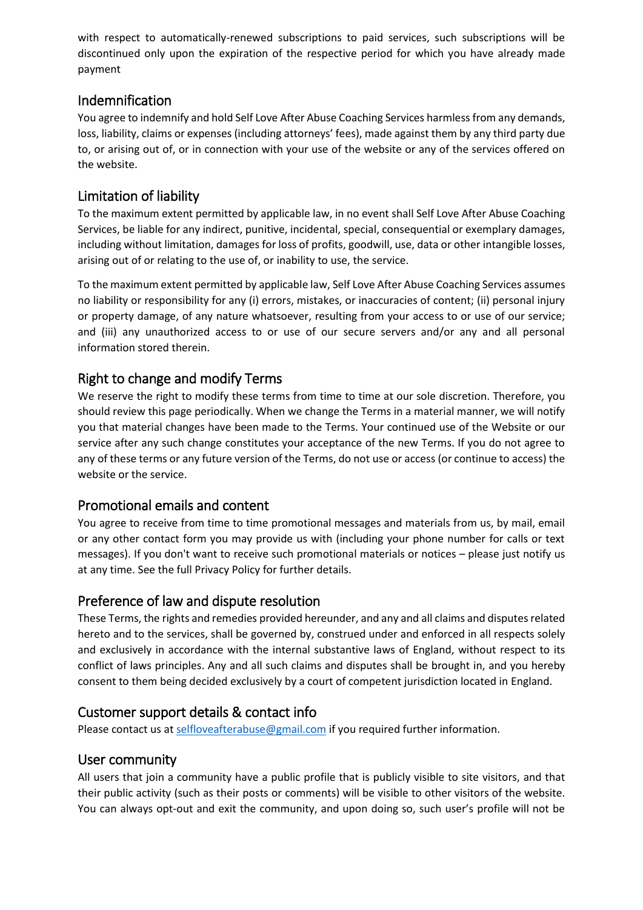with respect to automatically-renewed subscriptions to paid services, such subscriptions will be discontinued only upon the expiration of the respective period for which you have already made payment

## Indemnification

You agree to indemnify and hold Self Love After Abuse Coaching Services harmless from any demands, loss, liability, claims or expenses (including attorneys' fees), made against them by any third party due to, or arising out of, or in connection with your use of the website or any of the services offered on the website.

## Limitation of liability

To the maximum extent permitted by applicable law, in no event shall Self Love After Abuse Coaching Services, be liable for any indirect, punitive, incidental, special, consequential or exemplary damages, including without limitation, damages for loss of profits, goodwill, use, data or other intangible losses, arising out of or relating to the use of, or inability to use, the service.

To the maximum extent permitted by applicable law, Self Love After Abuse Coaching Services assumes no liability or responsibility for any (i) errors, mistakes, or inaccuracies of content; (ii) personal injury or property damage, of any nature whatsoever, resulting from your access to or use of our service; and (iii) any unauthorized access to or use of our secure servers and/or any and all personal information stored therein.

## Right to change and modify Terms

We reserve the right to modify these terms from time to time at our sole discretion. Therefore, you should review this page periodically. When we change the Terms in a material manner, we will notify you that material changes have been made to the Terms. Your continued use of the Website or our service after any such change constitutes your acceptance of the new Terms. If you do not agree to any of these terms or any future version of the Terms, do not use or access (or continue to access) the website or the service.

## Promotional emails and content

You agree to receive from time to time promotional messages and materials from us, by mail, email or any other contact form you may provide us with (including your phone number for calls or text messages). If you don't want to receive such promotional materials or notices – please just notify us at any time. See the full Privacy Policy for further details.

## Preference of law and dispute resolution

These Terms, the rights and remedies provided hereunder, and any and all claims and disputes related hereto and to the services, shall be governed by, construed under and enforced in all respects solely and exclusively in accordance with the internal substantive laws of England, without respect to its conflict of laws principles. Any and all such claims and disputes shall be brought in, and you hereby consent to them being decided exclusively by a court of competent jurisdiction located in England.

## Customer support details & contact info

Please contact us at selfloveafterabuse@gmail.com if you required further information.

## User community

All users that join a community have a public profile that is publicly visible to site visitors, and that their public activity (such as their posts or comments) will be visible to other visitors of the website. You can always opt-out and exit the community, and upon doing so, such user's profile will not be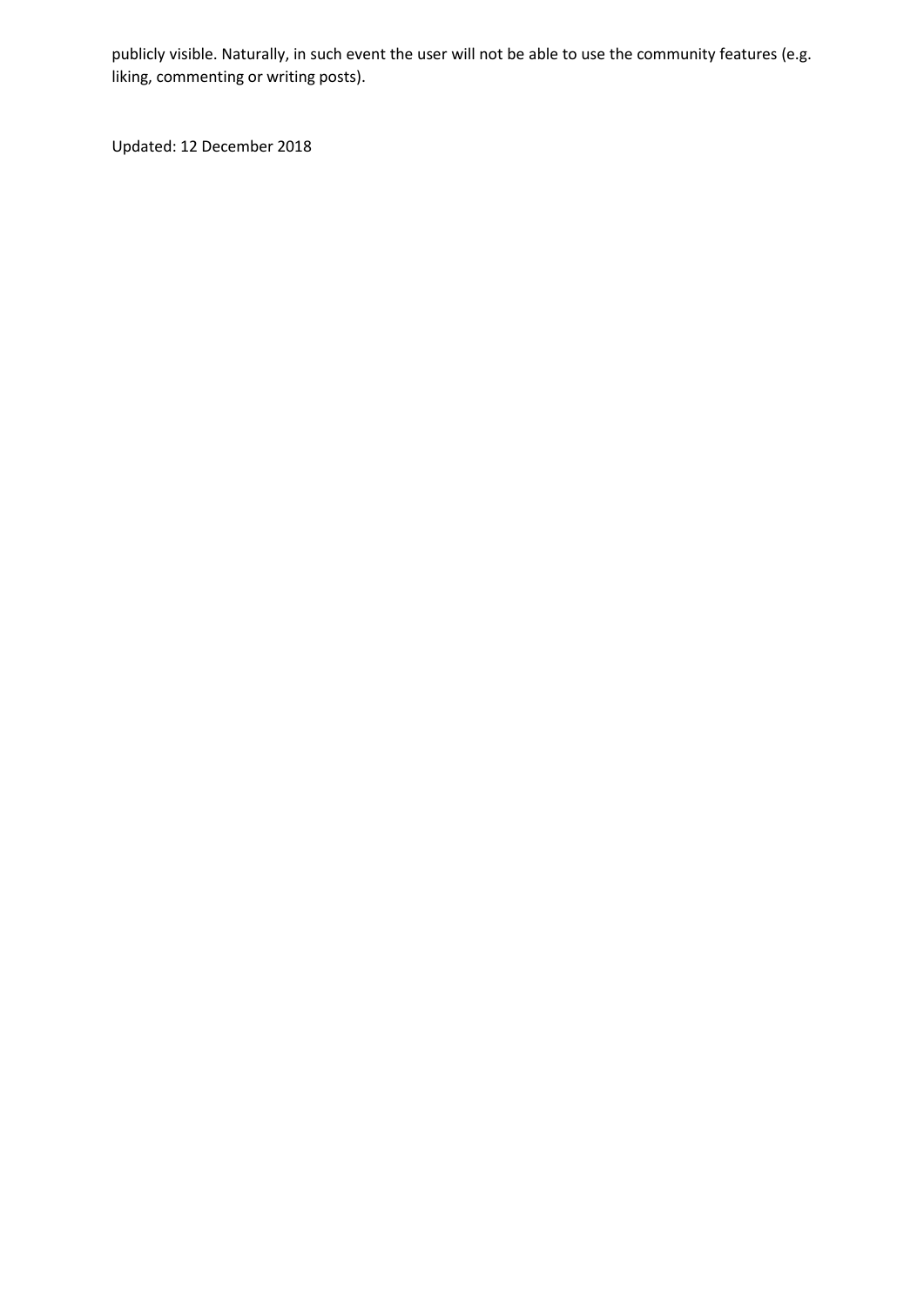publicly visible. Naturally, in such event the user will not be able to use the community features (e.g. liking, commenting or writing posts).

Updated: 12 December 2018